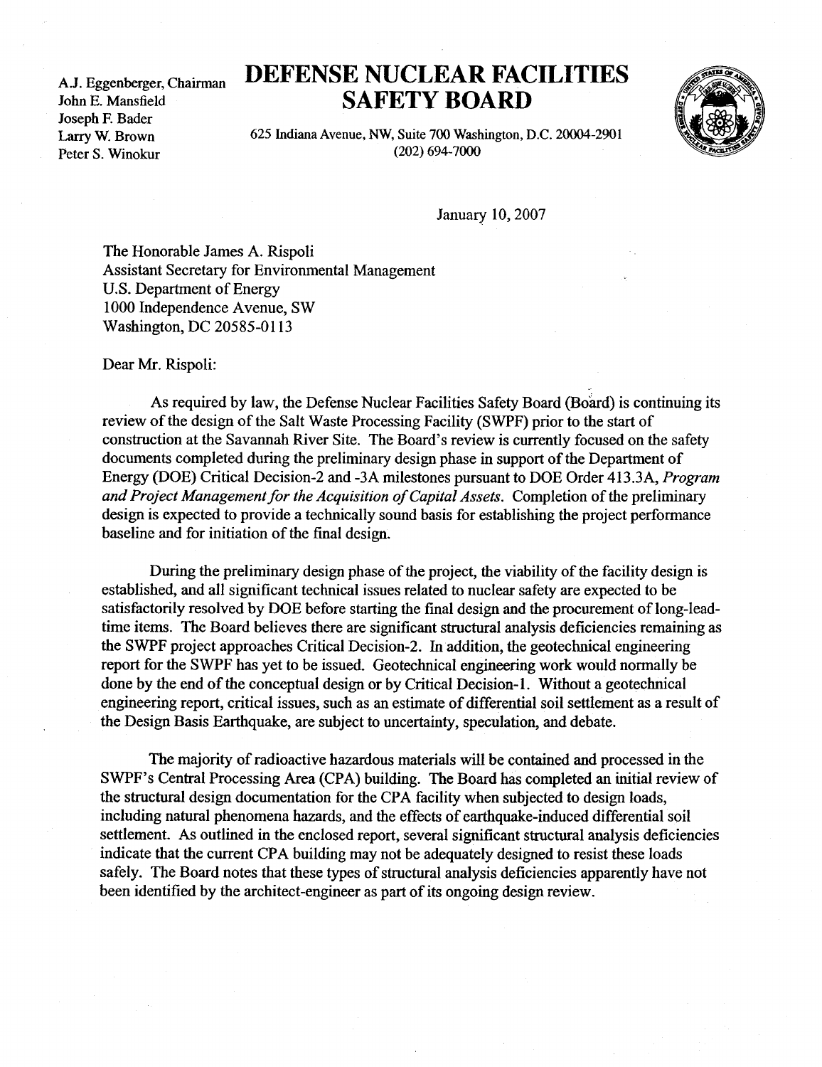A.J. Eggenberger, Chairman
John E. Mansfield
Joseph F. Bader
Larry W. Brown
Peter S. Winokur

# DEFENSE NUCLEAR FACILITIES SAFETY BOARD

625 Indiana Avenue, NW, Suite 700 Washington, D.C. 20004-2901
(202) 694-7000

January 10, 2007

The Honorable James A. Rispoli
Assistant Secretary for Environmental Management
U.S. Department of Energy
1000 Independence Avenue, SW
Washington, DC 20585-0113

Dear Mr. Rispoli:

As required by law, the Defense Nuclear Facilities Safety Board (Board) is continuing its review of the design of the Salt Waste Processing Facility (SWPF) prior to the start of construction at the Savannah River Site. The Board's review is currently focused on the safety documents completed during the preliminary design phase in support of the Department of Energy (DOE) Critical Decision-2 and -3A milestones pursuant to DOE Order 413.3A, *Program and Project Management for the Acquisition of Capital Assets*. Completion of the preliminary design is expected to provide a technically sound basis for establishing the project performance baseline and for initiation of the final design.

During the preliminary design phase of the project, the viability of the facility design is established, and all significant technical issues related to nuclear safety are expected to be satisfactorily resolved by DOE before starting the final design and the procurement of long-lead-time items. The Board believes there are significant structural analysis deficiencies remaining as the SWPF project approaches Critical Decision-2. In addition, the geotechnical engineering report for the SWPF has yet to be issued. Geotechnical engineering work would normally be done by the end of the conceptual design or by Critical Decision-1. Without a geotechnical engineering report, critical issues, such as an estimate of differential soil settlement as a result of the Design Basis Earthquake, are subject to uncertainty, speculation, and debate.

The majority of radioactive hazardous materials will be contained and processed in the SWPF's Central Processing Area (CPA) building. The Board has completed an initial review of the structural design documentation for the CPA facility when subjected to design loads, including natural phenomena hazards, and the effects of earthquake-induced differential soil settlement. As outlined in the enclosed report, several significant structural analysis deficiencies indicate that the current CPA building may not be adequately designed to resist these loads safely. The Board notes that these types of structural analysis deficiencies apparently have not been identified by the architect-engineer as part of its ongoing design review.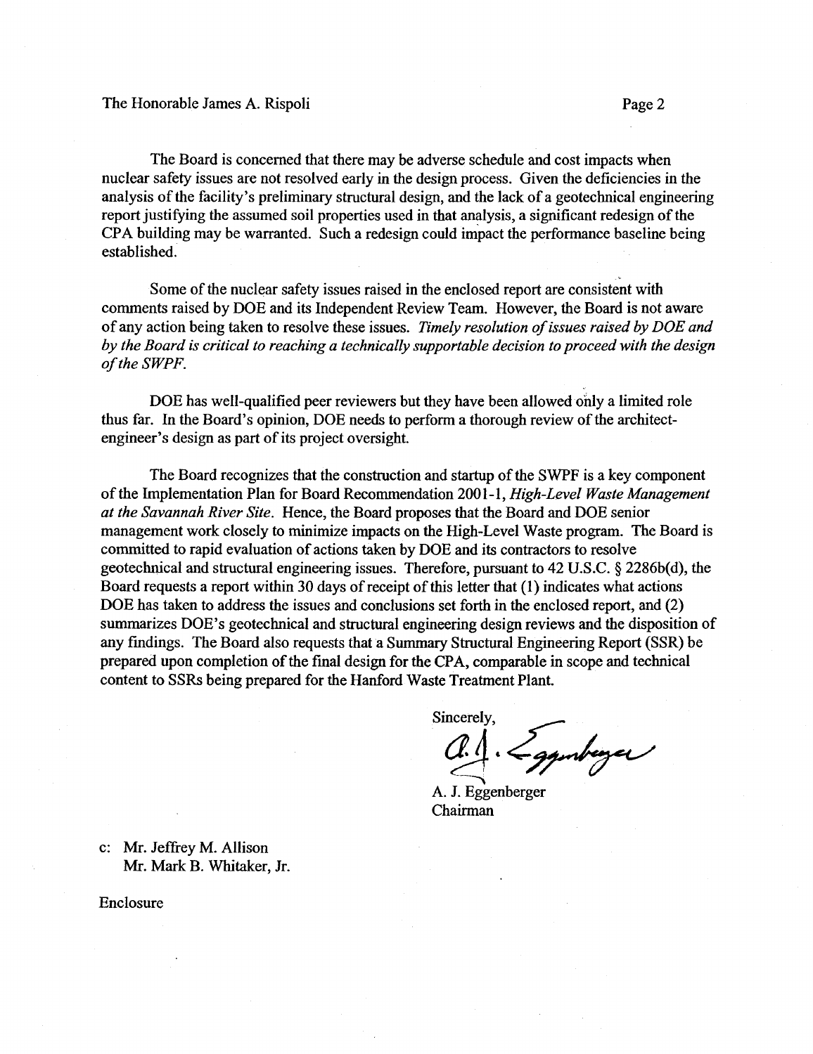The Board is concerned that there may be adverse schedule and cost impacts when nuclear safety issues are not resolved early in the design process. Given the deficiencies in the analysis of the facility's preliminary structural design, and the lack of a geotechnical engineering report justifying the assumed soil properties used in that analysis, a significant redesign of the CPA building may be warranted. Such a redesign could impact the performance baseline being established.

Some of the nuclear safety issues raised in the enclosed report are consistent with comments raised by DOE and its Independent Review Team. However, the Board is not aware of any action being taken to resolve these issues. *Timely resolution of issues raised by DOE and by the Board is critical to reaching a technically supportable decision to proceed with the design of the SWPF.*

DOE has well-qualified peer reviewers but they have been allowed only a limited role thus far. In the Board's opinion, DOE needs to perform a thorough review of the architect-engineer's design as part of its project oversight.

The Board recognizes that the construction and startup of the SWPF is a key component of the Implementation Plan for Board Recommendation 2001-1, *High-Level Waste Management at the Savannah River Site*. Hence, the Board proposes that the Board and DOE senior management work closely to minimize impacts on the High-Level Waste program. The Board is committed to rapid evaluation of actions taken by DOE and its contractors to resolve geotechnical and structural engineering issues. Therefore, pursuant to 42 U.S.C. § 2286b(d), the Board requests a report within 30 days of receipt of this letter that (1) indicates what actions DOE has taken to address the issues and conclusions set forth in the enclosed report, and (2) summarizes DOE's geotechnical and structural engineering design reviews and the disposition of any findings. The Board also requests that a Summary Structural Engineering Report (SSR) be prepared upon completion of the final design for the CPA, comparable in scope and technical content to SSRs being prepared for the Hanford Waste Treatment Plant.

Sincerely,

A. J. Eggenberger
Chairman

c: Mr. Jeffrey M. Allison
Mr. Mark B. Whitaker, Jr.

Enclosure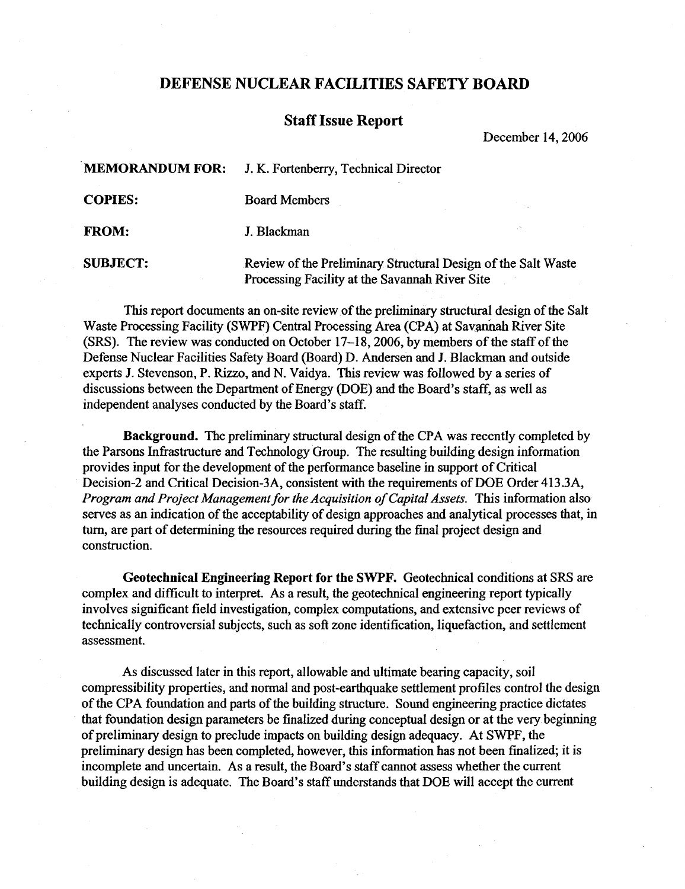# DEFENSE NUCLEAR FACILITIES SAFETY BOARD

## Staff Issue Report

December 14, 2006

**MEMORANDUM FOR:** J. K. Fortenberry, Technical Director

**COPIES:** Board Members

**FROM:** J. Blackman

**SUBJECT:** Review of the Preliminary Structural Design of the Salt Waste Processing Facility at the Savannah River Site

This report documents an on-site review of the preliminary structural design of the Salt Waste Processing Facility (SWPF) Central Processing Area (CPA) at Savannah River Site (SRS). The review was conducted on October 17–18, 2006, by members of the staff of the Defense Nuclear Facilities Safety Board (Board) D. Andersen and J. Blackman and outside experts J. Stevenson, P. Rizzo, and N. Vaidya. This review was followed by a series of discussions between the Department of Energy (DOE) and the Board's staff, as well as independent analyses conducted by the Board's staff.

**Background.** The preliminary structural design of the CPA was recently completed by the Parsons Infrastructure and Technology Group. The resulting building design information provides input for the development of the performance baseline in support of Critical Decision-2 and Critical Decision-3A, consistent with the requirements of DOE Order 413.3A, *Program and Project Management for the Acquisition of Capital Assets*. This information also serves as an indication of the acceptability of design approaches and analytical processes that, in turn, are part of determining the resources required during the final project design and construction.

**Geotechnical Engineering Report for the SWPF.** Geotechnical conditions at SRS are complex and difficult to interpret. As a result, the geotechnical engineering report typically involves significant field investigation, complex computations, and extensive peer reviews of technically controversial subjects, such as soft zone identification, liquefaction, and settlement assessment.

As discussed later in this report, allowable and ultimate bearing capacity, soil compressibility properties, and normal and post-earthquake settlement profiles control the design of the CPA foundation and parts of the building structure. Sound engineering practice dictates that foundation design parameters be finalized during conceptual design or at the very beginning of preliminary design to preclude impacts on building design adequacy. At SWPF, the preliminary design has been completed, however, this information has not been finalized; it is incomplete and uncertain. As a result, the Board's staff cannot assess whether the current building design is adequate. The Board's staff understands that DOE will accept the current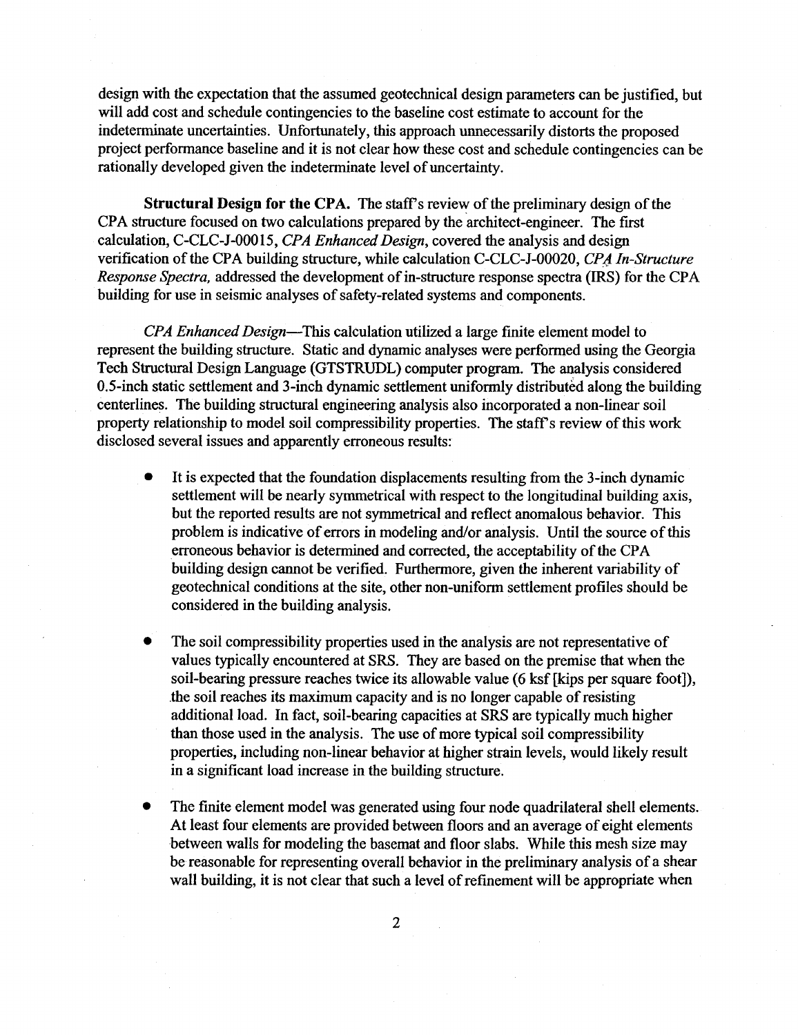design with the expectation that the assumed geotechnical design parameters can be justified, but will add cost and schedule contingencies to the baseline cost estimate to account for the indeterminate uncertainties. Unfortunately, this approach unnecessarily distorts the proposed project performance baseline and it is not clear how these cost and schedule contingencies can be rationally developed given the indeterminate level of uncertainty.

**Structural Design for the CPA.** The staff's review of the preliminary design of the CPA structure focused on two calculations prepared by the architect-engineer. The first calculation, C-CLC-J-00015, *CPA Enhanced Design*, covered the analysis and design verification of the CPA building structure, while calculation C-CLC-J-00020, *CPA In-Structure Response Spectra,* addressed the development of in-structure response spectra (IRS) for the CPA building for use in seismic analyses of safety-related systems and components.

*CPA Enhanced Design*—This calculation utilized a large finite element model to represent the building structure. Static and dynamic analyses were performed using the Georgia Tech Structural Design Language (GTSTRUDL) computer program. The analysis considered 0.5-inch static settlement and 3-inch dynamic settlement uniformly distributed along the building centerlines. The building structural engineering analysis also incorporated a non-linear soil property relationship to model soil compressibility properties. The staff's review of this work disclosed several issues and apparently erroneous results:

- It is expected that the foundation displacements resulting from the 3-inch dynamic settlement will be nearly symmetrical with respect to the longitudinal building axis, but the reported results are not symmetrical and reflect anomalous behavior. This problem is indicative of errors in modeling and/or analysis. Until the source of this erroneous behavior is determined and corrected, the acceptability of the CPA building design cannot be verified. Furthermore, given the inherent variability of geotechnical conditions at the site, other non-uniform settlement profiles should be considered in the building analysis.

- The soil compressibility properties used in the analysis are not representative of values typically encountered at SRS. They are based on the premise that when the soil-bearing pressure reaches twice its allowable value (6 ksf [kips per square foot]), the soil reaches its maximum capacity and is no longer capable of resisting additional load. In fact, soil-bearing capacities at SRS are typically much higher than those used in the analysis. The use of more typical soil compressibility properties, including non-linear behavior at higher strain levels, would likely result in a significant load increase in the building structure.

- The finite element model was generated using four node quadrilateral shell elements. At least four elements are provided between floors and an average of eight elements between walls for modeling the basemat and floor slabs. While this mesh size may be reasonable for representing overall behavior in the preliminary analysis of a shear wall building, it is not clear that such a level of refinement will be appropriate when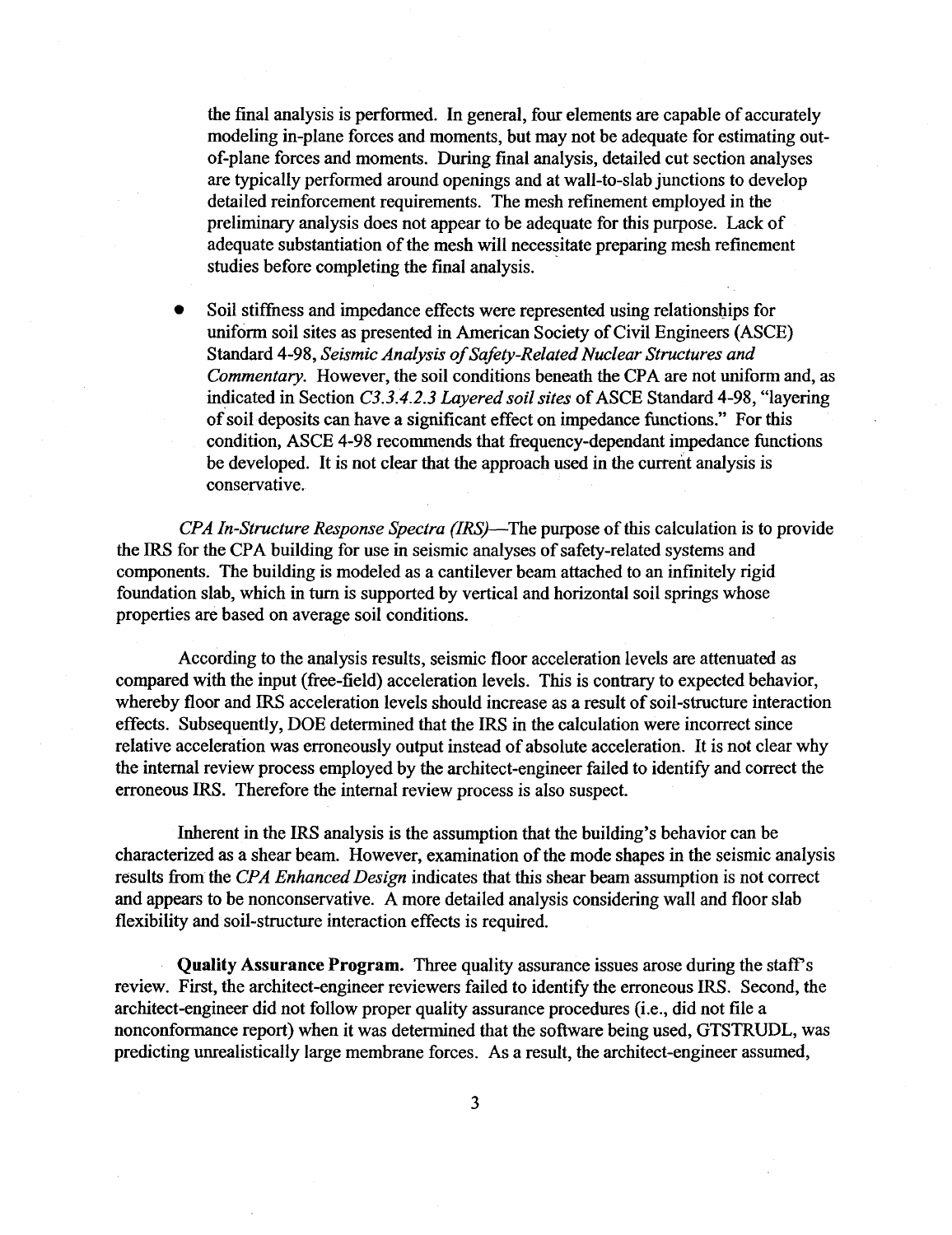the final analysis is performed. In general, four elements are capable of accurately modeling in-plane forces and moments, but may not be adequate for estimating out-of-plane forces and moments. During final analysis, detailed cut section analyses are typically performed around openings and at wall-to-slab junctions to develop detailed reinforcement requirements. The mesh refinement employed in the preliminary analysis does not appear to be adequate for this purpose. Lack of adequate substantiation of the mesh will necessitate preparing mesh refinement studies before completing the final analysis.

- Soil stiffness and impedance effects were represented using relationships for uniform soil sites as presented in American Society of Civil Engineers (ASCE) Standard 4-98, *Seismic Analysis of Safety-Related Nuclear Structures and Commentary*. However, the soil conditions beneath the CPA are not uniform and, as indicated in Section *C3.3.4.2.3 Layered soil sites* of ASCE Standard 4-98, "layering of soil deposits can have a significant effect on impedance functions." For this condition, ASCE 4-98 recommends that frequency-dependant impedance functions be developed. It is not clear that the approach used in the current analysis is conservative.

*CPA In-Structure Response Spectra (IRS)*—The purpose of this calculation is to provide the IRS for the CPA building for use in seismic analyses of safety-related systems and components. The building is modeled as a cantilever beam attached to an infinitely rigid foundation slab, which in turn is supported by vertical and horizontal soil springs whose properties are based on average soil conditions.

According to the analysis results, seismic floor acceleration levels are attenuated as compared with the input (free-field) acceleration levels. This is contrary to expected behavior, whereby floor and IRS acceleration levels should increase as a result of soil-structure interaction effects. Subsequently, DOE determined that the IRS in the calculation were incorrect since relative acceleration was erroneously output instead of absolute acceleration. It is not clear why the internal review process employed by the architect-engineer failed to identify and correct the erroneous IRS. Therefore the internal review process is also suspect.

Inherent in the IRS analysis is the assumption that the building's behavior can be characterized as a shear beam. However, examination of the mode shapes in the seismic analysis results from the *CPA Enhanced Design* indicates that this shear beam assumption is not correct and appears to be nonconservative. A more detailed analysis considering wall and floor slab flexibility and soil-structure interaction effects is required.

**Quality Assurance Program.** Three quality assurance issues arose during the staff's review. First, the architect-engineer reviewers failed to identify the erroneous IRS. Second, the architect-engineer did not follow proper quality assurance procedures (i.e., did not file a nonconformance report) when it was determined that the software being used, GTSTRUDL, was predicting unrealistically large membrane forces. As a result, the architect-engineer assumed,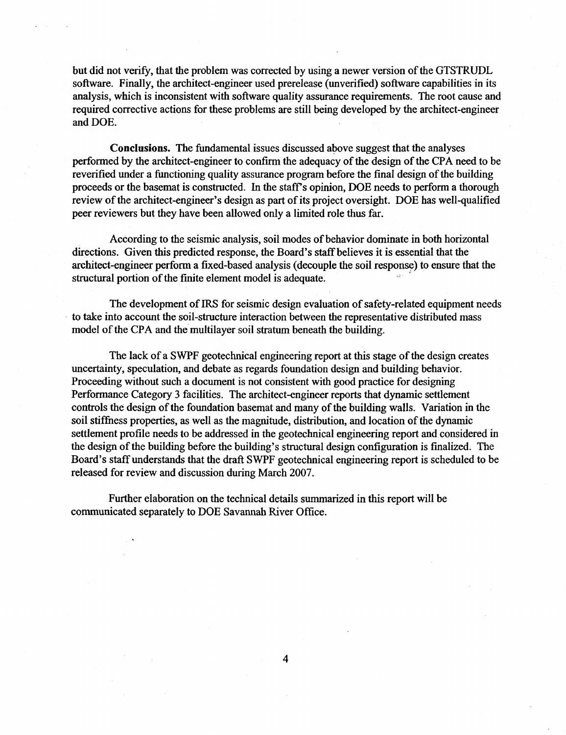but did not verify, that the problem was corrected by using a newer version of the GTSTRUDL software. Finally, the architect-engineer used prerelease (unverified) software capabilities in its analysis, which is inconsistent with software quality assurance requirements. The root cause and required corrective actions for these problems are still being developed by the architect-engineer and DOE.

**Conclusions.** The fundamental issues discussed above suggest that the analyses performed by the architect-engineer to confirm the adequacy of the design of the CPA need to be reverified under a functioning quality assurance program before the final design of the building proceeds or the basemat is constructed. In the staff's opinion, DOE needs to perform a thorough review of the architect-engineer's design as part of its project oversight. DOE has well-qualified peer reviewers but they have been allowed only a limited role thus far.

According to the seismic analysis, soil modes of behavior dominate in both horizontal directions. Given this predicted response, the Board's staff believes it is essential that the architect-engineer perform a fixed-based analysis (decouple the soil response) to ensure that the structural portion of the finite element model is adequate.

The development of IRS for seismic design evaluation of safety-related equipment needs to take into account the soil-structure interaction between the representative distributed mass model of the CPA and the multilayer soil stratum beneath the building.

The lack of a SWPF geotechnical engineering report at this stage of the design creates uncertainty, speculation, and debate as regards foundation design and building behavior. Proceeding without such a document is not consistent with good practice for designing Performance Category 3 facilities. The architect-engineer reports that dynamic settlement controls the design of the foundation basemat and many of the building walls. Variation in the soil stiffness properties, as well as the magnitude, distribution, and location of the dynamic settlement profile needs to be addressed in the geotechnical engineering report and considered in the design of the building before the building's structural design configuration is finalized. The Board's staff understands that the draft SWPF geotechnical engineering report is scheduled to be released for review and discussion during March 2007.

Further elaboration on the technical details summarized in this report will be communicated separately to DOE Savannah River Office.